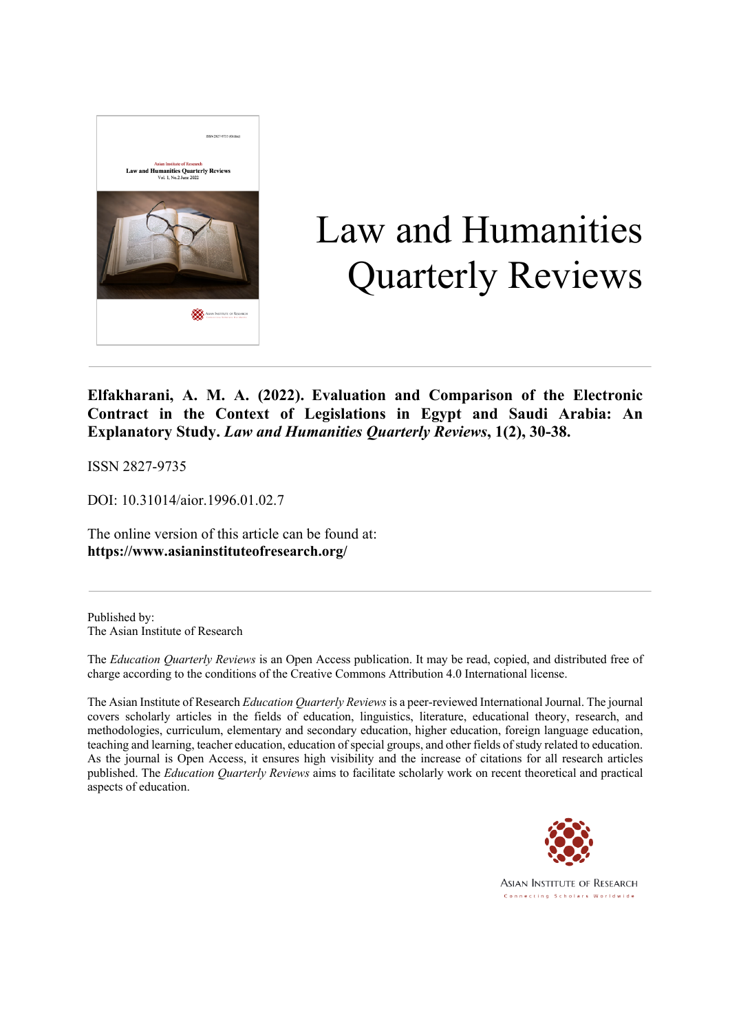# Law and Humanities Quarterly Reviews

**Elfakharani, A. M. A. (2022). Evaluation and Comparison of the Electronic Contract in the Context of Legislations in Egypt and Saudi Arabia: An Explanatory Study. *Law and Humanities Quarterly Reviews*, 1(2), 30-38.**

ISSN 2827-9735

DOI: 10.31014/aior.1996.01.02.7

The online version of this article can be found at:
**https://www.asianinstituteofresearch.org/**

Published by:
The Asian Institute of Research

The *Education Quarterly Reviews* is an Open Access publication. It may be read, copied, and distributed free of charge according to the conditions of the Creative Commons Attribution 4.0 International license.

The Asian Institute of Research *Education Quarterly Reviews* is a peer-reviewed International Journal. The journal covers scholarly articles in the fields of education, linguistics, literature, educational theory, research, and methodologies, curriculum, elementary and secondary education, higher education, foreign language education, teaching and learning, teacher education, education of special groups, and other fields of study related to education. As the journal is Open Access, it ensures high visibility and the increase of citations for all research articles published. The *Education Quarterly Reviews* aims to facilitate scholarly work on recent theoretical and practical aspects of education.

ASIAN INSTITUTE OF RESEARCH
Connecting Scholars Worldwide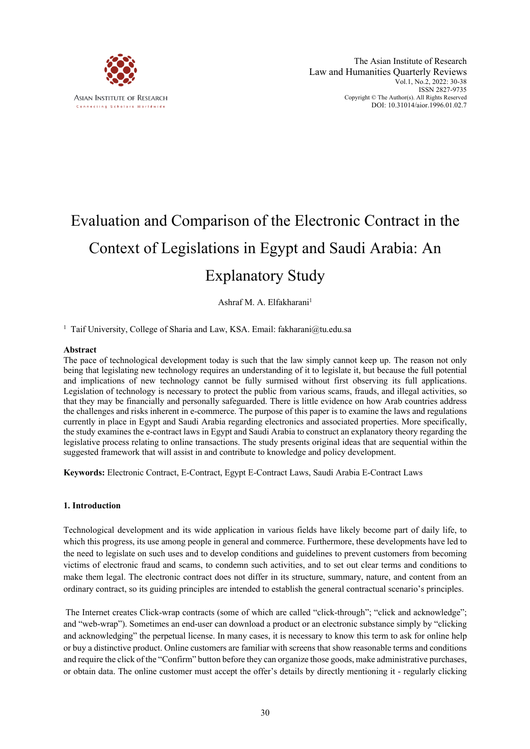# Evaluation and Comparison of the Electronic Contract in the Context of Legislations in Egypt and Saudi Arabia: An Explanatory Study

Ashraf M. A. Elfakharani[1]

[1] Taif University, College of Sharia and Law, KSA. Email: fakharani@tu.edu.sa

## Abstract

The pace of technological development today is such that the law simply cannot keep up. The reason not only being that legislating new technology requires an understanding of it to legislate it, but because the full potential and implications of new technology cannot be fully surmised without first observing its full applications. Legislation of technology is necessary to protect the public from various scams, frauds, and illegal activities, so that they may be financially and personally safeguarded. There is little evidence on how Arab countries address the challenges and risks inherent in e-commerce. The purpose of this paper is to examine the laws and regulations currently in place in Egypt and Saudi Arabia regarding electronics and associated properties. More specifically, the study examines the e-contract laws in Egypt and Saudi Arabia to construct an explanatory theory regarding the legislative process relating to online transactions. The study presents original ideas that are sequential within the suggested framework that will assist in and contribute to knowledge and policy development.

**Keywords:** Electronic Contract, E-Contract, Egypt E-Contract Laws, Saudi Arabia E-Contract Laws

## 1. Introduction

Technological development and its wide application in various fields have likely become part of daily life, to which this progress, its use among people in general and commerce. Furthermore, these developments have led to the need to legislate on such uses and to develop conditions and guidelines to prevent customers from becoming victims of electronic fraud and scams, to condemn such activities, and to set out clear terms and conditions to make them legal. The electronic contract does not differ in its structure, summary, nature, and content from an ordinary contract, so its guiding principles are intended to establish the general contractual scenario's principles.

The Internet creates Click-wrap contracts (some of which are called "click-through"; "click and acknowledge"; and "web-wrap"). Sometimes an end-user can download a product or an electronic substance simply by "clicking and acknowledging" the perpetual license. In many cases, it is necessary to know this term to ask for online help or buy a distinctive product. Online customers are familiar with screens that show reasonable terms and conditions and require the click of the "Confirm" button before they can organize those goods, make administrative purchases, or obtain data. The online customer must accept the offer's details by directly mentioning it - regularly clicking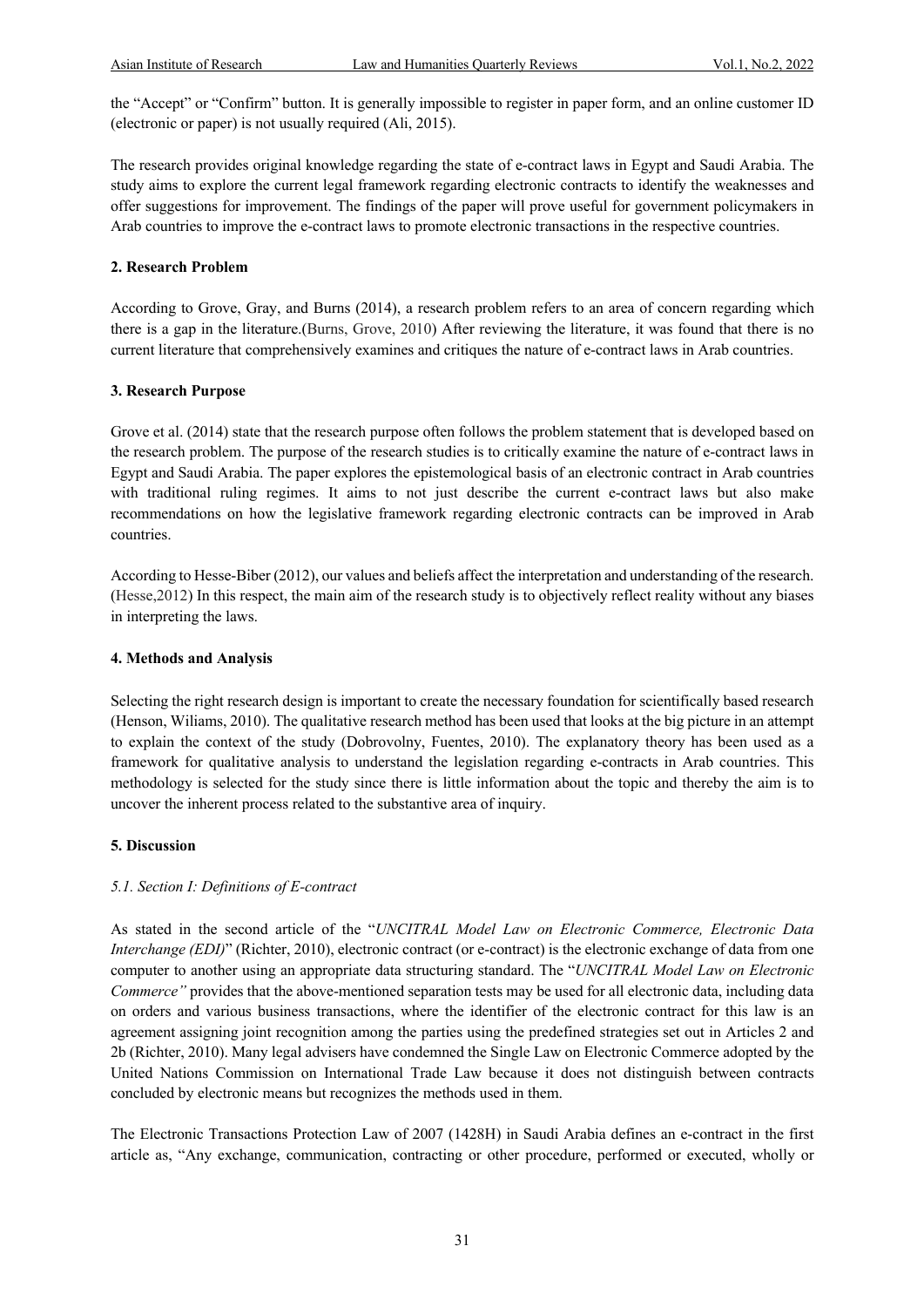the "Accept" or "Confirm" button. It is generally impossible to register in paper form, and an online customer ID (electronic or paper) is not usually required (Ali, 2015).

The research provides original knowledge regarding the state of e-contract laws in Egypt and Saudi Arabia. The study aims to explore the current legal framework regarding electronic contracts to identify the weaknesses and offer suggestions for improvement. The findings of the paper will prove useful for government policymakers in Arab countries to improve the e-contract laws to promote electronic transactions in the respective countries.

## 2. Research Problem

According to Grove, Gray, and Burns (2014), a research problem refers to an area of concern regarding which there is a gap in the literature.(Burns, Grove, 2010) After reviewing the literature, it was found that there is no current literature that comprehensively examines and critiques the nature of e-contract laws in Arab countries.

## 3. Research Purpose

Grove et al. (2014) state that the research purpose often follows the problem statement that is developed based on the research problem. The purpose of the research studies is to critically examine the nature of e-contract laws in Egypt and Saudi Arabia. The paper explores the epistemological basis of an electronic contract in Arab countries with traditional ruling regimes. It aims to not just describe the current e-contract laws but also make recommendations on how the legislative framework regarding electronic contracts can be improved in Arab countries.

According to Hesse-Biber (2012), our values and beliefs affect the interpretation and understanding of the research. (Hesse,2012) In this respect, the main aim of the research study is to objectively reflect reality without any biases in interpreting the laws.

## 4. Methods and Analysis

Selecting the right research design is important to create the necessary foundation for scientifically based research (Henson, Wiliams, 2010). The qualitative research method has been used that looks at the big picture in an attempt to explain the context of the study (Dobrovolny, Fuentes, 2010). The explanatory theory has been used as a framework for qualitative analysis to understand the legislation regarding e-contracts in Arab countries. This methodology is selected for the study since there is little information about the topic and thereby the aim is to uncover the inherent process related to the substantive area of inquiry.

## 5. Discussion

### *5.1. Section I: Definitions of E-contract*

As stated in the second article of the "*UNCITRAL Model Law on Electronic Commerce, Electronic Data Interchange (EDI)*" (Richter, 2010), electronic contract (or e-contract) is the electronic exchange of data from one computer to another using an appropriate data structuring standard. The "*UNCITRAL Model Law on Electronic Commerce"* provides that the above-mentioned separation tests may be used for all electronic data, including data on orders and various business transactions, where the identifier of the electronic contract for this law is an agreement assigning joint recognition among the parties using the predefined strategies set out in Articles 2 and 2b (Richter, 2010). Many legal advisers have condemned the Single Law on Electronic Commerce adopted by the United Nations Commission on International Trade Law because it does not distinguish between contracts concluded by electronic means but recognizes the methods used in them.

The Electronic Transactions Protection Law of 2007 (1428H) in Saudi Arabia defines an e-contract in the first article as, "Any exchange, communication, contracting or other procedure, performed or executed, wholly or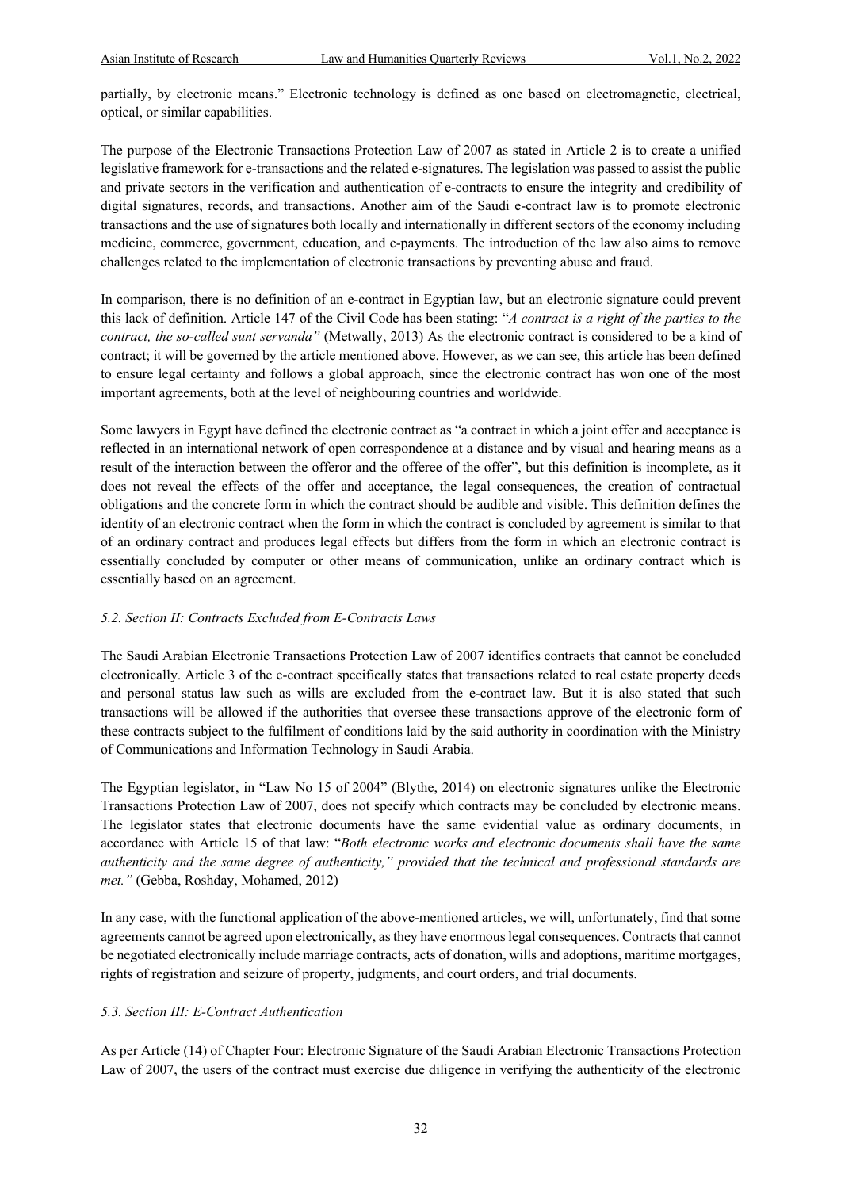partially, by electronic means." Electronic technology is defined as one based on electromagnetic, electrical, optical, or similar capabilities.

The purpose of the Electronic Transactions Protection Law of 2007 as stated in Article 2 is to create a unified legislative framework for e-transactions and the related e-signatures. The legislation was passed to assist the public and private sectors in the verification and authentication of e-contracts to ensure the integrity and credibility of digital signatures, records, and transactions. Another aim of the Saudi e-contract law is to promote electronic transactions and the use of signatures both locally and internationally in different sectors of the economy including medicine, commerce, government, education, and e-payments. The introduction of the law also aims to remove challenges related to the implementation of electronic transactions by preventing abuse and fraud.

In comparison, there is no definition of an e-contract in Egyptian law, but an electronic signature could prevent this lack of definition. Article 147 of the Civil Code has been stating: "*A contract is a right of the parties to the contract, the so-called sunt servanda"* (Metwally, 2013) As the electronic contract is considered to be a kind of contract; it will be governed by the article mentioned above. However, as we can see, this article has been defined to ensure legal certainty and follows a global approach, since the electronic contract has won one of the most important agreements, both at the level of neighbouring countries and worldwide.

Some lawyers in Egypt have defined the electronic contract as "a contract in which a joint offer and acceptance is reflected in an international network of open correspondence at a distance and by visual and hearing means as a result of the interaction between the offeror and the offeree of the offer", but this definition is incomplete, as it does not reveal the effects of the offer and acceptance, the legal consequences, the creation of contractual obligations and the concrete form in which the contract should be audible and visible. This definition defines the identity of an electronic contract when the form in which the contract is concluded by agreement is similar to that of an ordinary contract and produces legal effects but differs from the form in which an electronic contract is essentially concluded by computer or other means of communication, unlike an ordinary contract which is essentially based on an agreement.

### *5.2. Section II: Contracts Excluded from E-Contracts Laws*

The Saudi Arabian Electronic Transactions Protection Law of 2007 identifies contracts that cannot be concluded electronically. Article 3 of the e-contract specifically states that transactions related to real estate property deeds and personal status law such as wills are excluded from the e-contract law. But it is also stated that such transactions will be allowed if the authorities that oversee these transactions approve of the electronic form of these contracts subject to the fulfilment of conditions laid by the said authority in coordination with the Ministry of Communications and Information Technology in Saudi Arabia.

The Egyptian legislator, in "Law No 15 of 2004" (Blythe, 2014) on electronic signatures unlike the Electronic Transactions Protection Law of 2007, does not specify which contracts may be concluded by electronic means. The legislator states that electronic documents have the same evidential value as ordinary documents, in accordance with Article 15 of that law: "*Both electronic works and electronic documents shall have the same authenticity and the same degree of authenticity," provided that the technical and professional standards are met."* (Gebba, Roshday, Mohamed, 2012)

In any case, with the functional application of the above-mentioned articles, we will, unfortunately, find that some agreements cannot be agreed upon electronically, as they have enormous legal consequences. Contracts that cannot be negotiated electronically include marriage contracts, acts of donation, wills and adoptions, maritime mortgages, rights of registration and seizure of property, judgments, and court orders, and trial documents.

### *5.3. Section III: E-Contract Authentication*

As per Article (14) of Chapter Four: Electronic Signature of the Saudi Arabian Electronic Transactions Protection Law of 2007, the users of the contract must exercise due diligence in verifying the authenticity of the electronic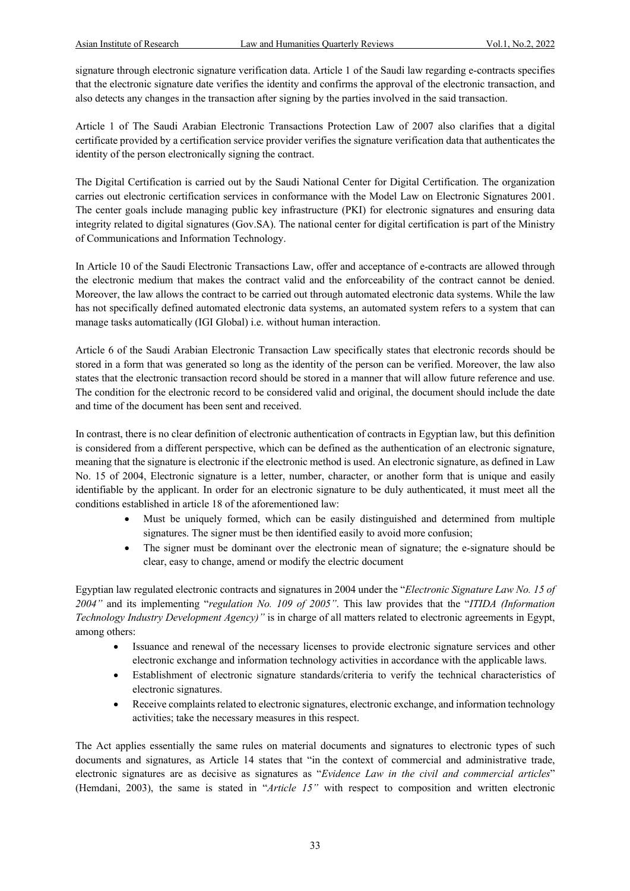signature through electronic signature verification data. Article 1 of the Saudi law regarding e-contracts specifies that the electronic signature date verifies the identity and confirms the approval of the electronic transaction, and also detects any changes in the transaction after signing by the parties involved in the said transaction.

Article 1 of The Saudi Arabian Electronic Transactions Protection Law of 2007 also clarifies that a digital certificate provided by a certification service provider verifies the signature verification data that authenticates the identity of the person electronically signing the contract.

The Digital Certification is carried out by the Saudi National Center for Digital Certification. The organization carries out electronic certification services in conformance with the Model Law on Electronic Signatures 2001. The center goals include managing public key infrastructure (PKI) for electronic signatures and ensuring data integrity related to digital signatures (Gov.SA). The national center for digital certification is part of the Ministry of Communications and Information Technology.

In Article 10 of the Saudi Electronic Transactions Law, offer and acceptance of e-contracts are allowed through the electronic medium that makes the contract valid and the enforceability of the contract cannot be denied. Moreover, the law allows the contract to be carried out through automated electronic data systems. While the law has not specifically defined automated electronic data systems, an automated system refers to a system that can manage tasks automatically (IGI Global) i.e. without human interaction.

Article 6 of the Saudi Arabian Electronic Transaction Law specifically states that electronic records should be stored in a form that was generated so long as the identity of the person can be verified. Moreover, the law also states that the electronic transaction record should be stored in a manner that will allow future reference and use. The condition for the electronic record to be considered valid and original, the document should include the date and time of the document has been sent and received.

In contrast, there is no clear definition of electronic authentication of contracts in Egyptian law, but this definition is considered from a different perspective, which can be defined as the authentication of an electronic signature, meaning that the signature is electronic if the electronic method is used. An electronic signature, as defined in Law No. 15 of 2004, Electronic signature is a letter, number, character, or another form that is unique and easily identifiable by the applicant. In order for an electronic signature to be duly authenticated, it must meet all the conditions established in article 18 of the aforementioned law:

- Must be uniquely formed, which can be easily distinguished and determined from multiple signatures. The signer must be then identified easily to avoid more confusion;
- The signer must be dominant over the electronic mean of signature; the e-signature should be clear, easy to change, amend or modify the electric document

Egyptian law regulated electronic contracts and signatures in 2004 under the "*Electronic Signature Law No. 15 of 2004"* and its implementing "*regulation No. 109 of 2005"*. This law provides that the "*ITIDA (Information Technology Industry Development Agency)"* is in charge of all matters related to electronic agreements in Egypt, among others:

- Issuance and renewal of the necessary licenses to provide electronic signature services and other electronic exchange and information technology activities in accordance with the applicable laws.
- Establishment of electronic signature standards/criteria to verify the technical characteristics of electronic signatures.
- Receive complaints related to electronic signatures, electronic exchange, and information technology activities; take the necessary measures in this respect.

The Act applies essentially the same rules on material documents and signatures to electronic types of such documents and signatures, as Article 14 states that "in the context of commercial and administrative trade, electronic signatures are as decisive as signatures as "*Evidence Law in the civil and commercial articles*" (Hemdani, 2003), the same is stated in "*Article 15"* with respect to composition and written electronic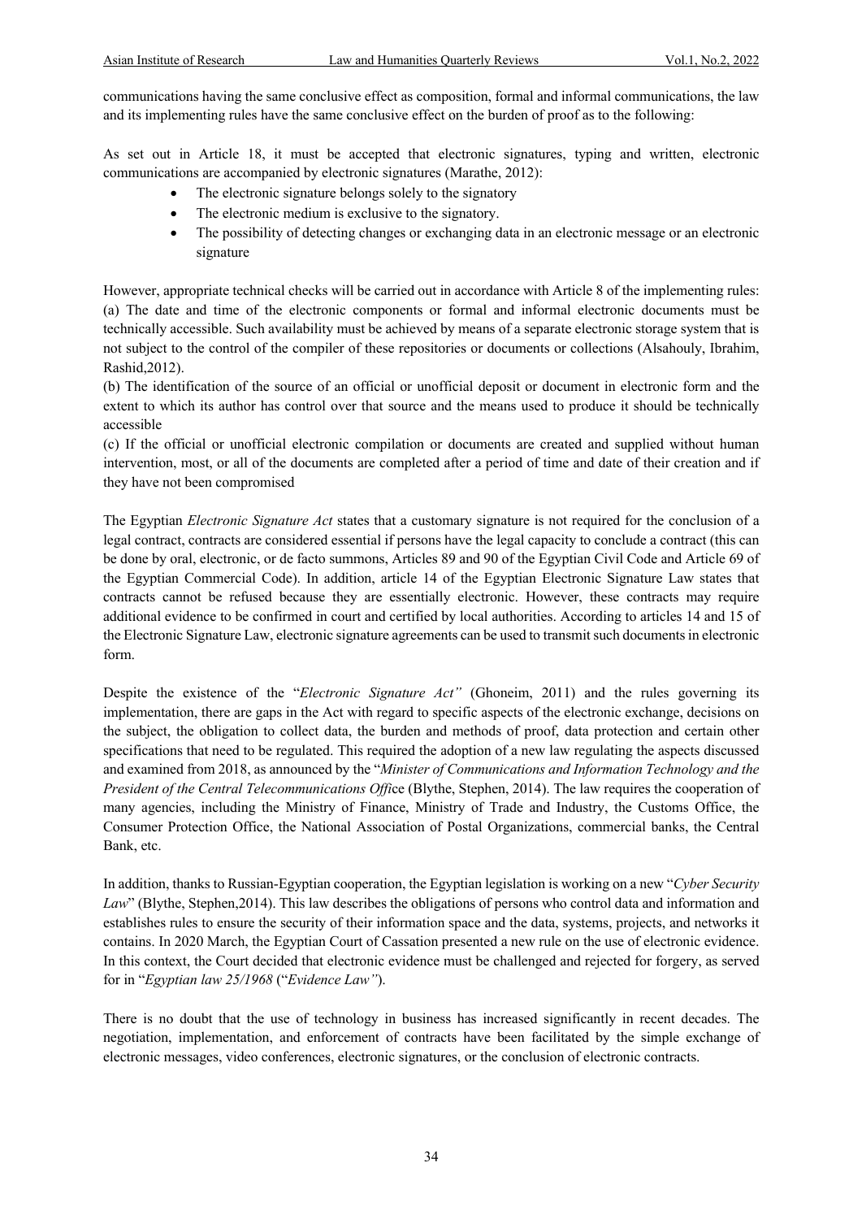communications having the same conclusive effect as composition, formal and informal communications, the law and its implementing rules have the same conclusive effect on the burden of proof as to the following:

As set out in Article 18, it must be accepted that electronic signatures, typing and written, electronic communications are accompanied by electronic signatures (Marathe, 2012):

- The electronic signature belongs solely to the signatory
- The electronic medium is exclusive to the signatory.
- The possibility of detecting changes or exchanging data in an electronic message or an electronic signature

However, appropriate technical checks will be carried out in accordance with Article 8 of the implementing rules:
(a) The date and time of the electronic components or formal and informal electronic documents must be technically accessible. Such availability must be achieved by means of a separate electronic storage system that is not subject to the control of the compiler of these repositories or documents or collections (Alsahouly, Ibrahim, Rashid,2012).
(b) The identification of the source of an official or unofficial deposit or document in electronic form and the extent to which its author has control over that source and the means used to produce it should be technically accessible
(c) If the official or unofficial electronic compilation or documents are created and supplied without human intervention, most, or all of the documents are completed after a period of time and date of their creation and if they have not been compromised

The Egyptian *Electronic Signature Act* states that a customary signature is not required for the conclusion of a legal contract, contracts are considered essential if persons have the legal capacity to conclude a contract (this can be done by oral, electronic, or de facto summons, Articles 89 and 90 of the Egyptian Civil Code and Article 69 of the Egyptian Commercial Code). In addition, article 14 of the Egyptian Electronic Signature Law states that contracts cannot be refused because they are essentially electronic. However, these contracts may require additional evidence to be confirmed in court and certified by local authorities. According to articles 14 and 15 of the Electronic Signature Law, electronic signature agreements can be used to transmit such documents in electronic form.

Despite the existence of the "*Electronic Signature Act"* (Ghoneim, 2011) and the rules governing its implementation, there are gaps in the Act with regard to specific aspects of the electronic exchange, decisions on the subject, the obligation to collect data, the burden and methods of proof, data protection and certain other specifications that need to be regulated. This required the adoption of a new law regulating the aspects discussed and examined from 2018, as announced by the "*Minister of Communications and Information Technology and the President of the Central Telecommunications Offi*ce (Blythe, Stephen, 2014). The law requires the cooperation of many agencies, including the Ministry of Finance, Ministry of Trade and Industry, the Customs Office, the Consumer Protection Office, the National Association of Postal Organizations, commercial banks, the Central Bank, etc.

In addition, thanks to Russian-Egyptian cooperation, the Egyptian legislation is working on a new "*Cyber Security Law*" (Blythe, Stephen,2014). This law describes the obligations of persons who control data and information and establishes rules to ensure the security of their information space and the data, systems, projects, and networks it contains. In 2020 March, the Egyptian Court of Cassation presented a new rule on the use of electronic evidence. In this context, the Court decided that electronic evidence must be challenged and rejected for forgery, as served for in "*Egyptian law 25/1968* ("*Evidence Law"*).

There is no doubt that the use of technology in business has increased significantly in recent decades. The negotiation, implementation, and enforcement of contracts have been facilitated by the simple exchange of electronic messages, video conferences, electronic signatures, or the conclusion of electronic contracts.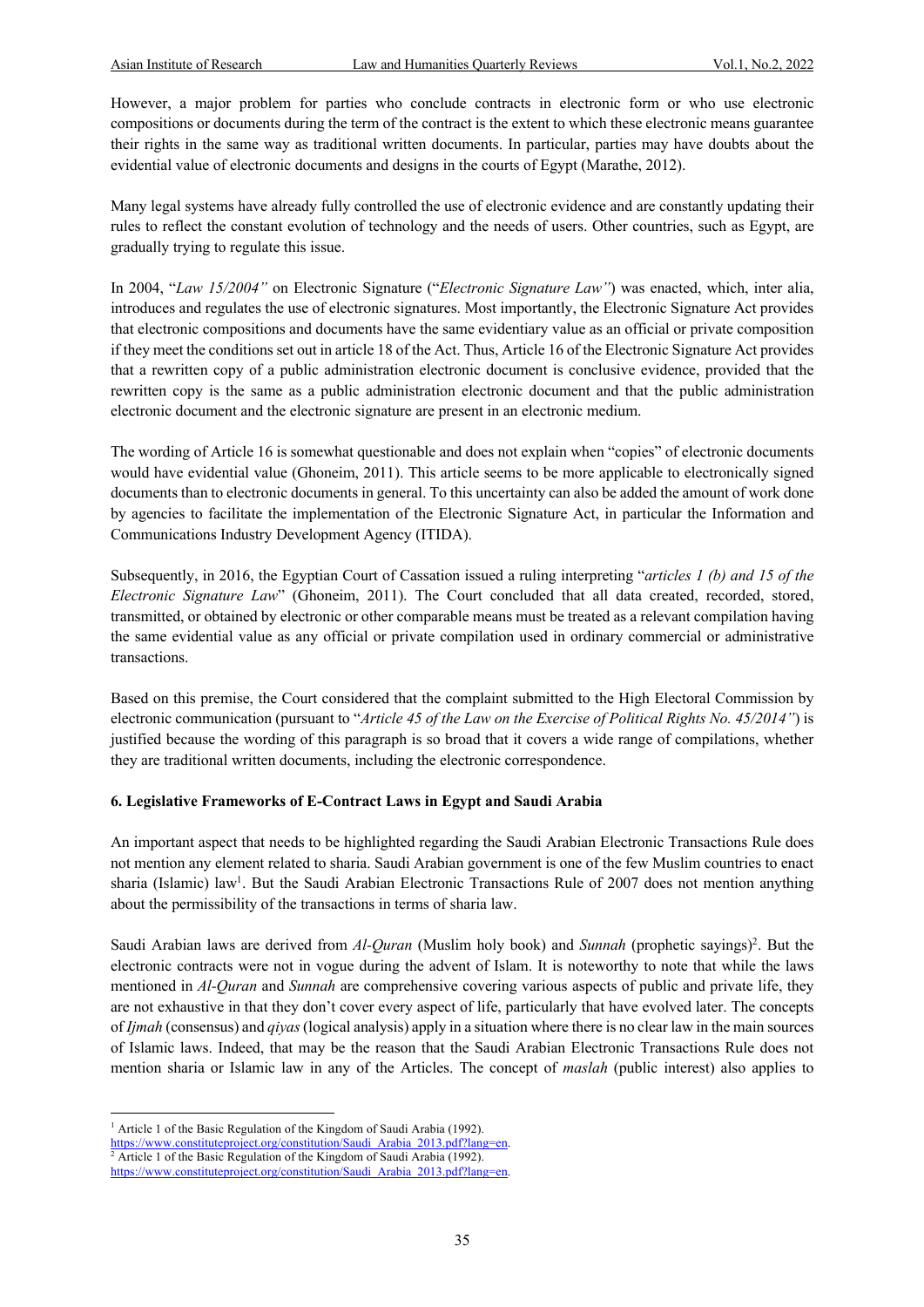However, a major problem for parties who conclude contracts in electronic form or who use electronic compositions or documents during the term of the contract is the extent to which these electronic means guarantee their rights in the same way as traditional written documents. In particular, parties may have doubts about the evidential value of electronic documents and designs in the courts of Egypt (Marathe, 2012).

Many legal systems have already fully controlled the use of electronic evidence and are constantly updating their rules to reflect the constant evolution of technology and the needs of users. Other countries, such as Egypt, are gradually trying to regulate this issue.

In 2004, "*Law 15/2004"* on Electronic Signature ("*Electronic Signature Law"*) was enacted, which, inter alia, introduces and regulates the use of electronic signatures. Most importantly, the Electronic Signature Act provides that electronic compositions and documents have the same evidentiary value as an official or private composition if they meet the conditions set out in article 18 of the Act. Thus, Article 16 of the Electronic Signature Act provides that a rewritten copy of a public administration electronic document is conclusive evidence, provided that the rewritten copy is the same as a public administration electronic document and that the public administration electronic document and the electronic signature are present in an electronic medium.

The wording of Article 16 is somewhat questionable and does not explain when "copies" of electronic documents would have evidential value (Ghoneim, 2011). This article seems to be more applicable to electronically signed documents than to electronic documents in general. To this uncertainty can also be added the amount of work done by agencies to facilitate the implementation of the Electronic Signature Act, in particular the Information and Communications Industry Development Agency (ITIDA).

Subsequently, in 2016, the Egyptian Court of Cassation issued a ruling interpreting "*articles 1 (b) and 15 of the Electronic Signature Law*" (Ghoneim, 2011). The Court concluded that all data created, recorded, stored, transmitted, or obtained by electronic or other comparable means must be treated as a relevant compilation having the same evidential value as any official or private compilation used in ordinary commercial or administrative transactions.

Based on this premise, the Court considered that the complaint submitted to the High Electoral Commission by electronic communication (pursuant to "*Article 45 of the Law on the Exercise of Political Rights No. 45/2014"*) is justified because the wording of this paragraph is so broad that it covers a wide range of compilations, whether they are traditional written documents, including the electronic correspondence.

## 6. Legislative Frameworks of E-Contract Laws in Egypt and Saudi Arabia

An important aspect that needs to be highlighted regarding the Saudi Arabian Electronic Transactions Rule does not mention any element related to sharia. Saudi Arabian government is one of the few Muslim countries to enact sharia (Islamic) law[1]. But the Saudi Arabian Electronic Transactions Rule of 2007 does not mention anything about the permissibility of the transactions in terms of sharia law.

Saudi Arabian laws are derived from *Al-Quran* (Muslim holy book) and *Sunnah* (prophetic sayings)[2]. But the electronic contracts were not in vogue during the advent of Islam. It is noteworthy to note that while the laws mentioned in *Al-Quran* and *Sunnah* are comprehensive covering various aspects of public and private life, they are not exhaustive in that they don't cover every aspect of life, particularly that have evolved later. The concepts of *Ijmah* (consensus) and *qiyas* (logical analysis) apply in a situation where there is no clear law in the main sources of Islamic laws. Indeed, that may be the reason that the Saudi Arabian Electronic Transactions Rule does not mention sharia or Islamic law in any of the Articles. The concept of *maslah* (public interest) also applies to

[1] Article 1 of the Basic Regulation of the Kingdom of Saudi Arabia (1992). https://www.constituteproject.org/constitution/Saudi_Arabia_2013.pdf?lang=en.

[2] Article 1 of the Basic Regulation of the Kingdom of Saudi Arabia (1992). https://www.constituteproject.org/constitution/Saudi_Arabia_2013.pdf?lang=en.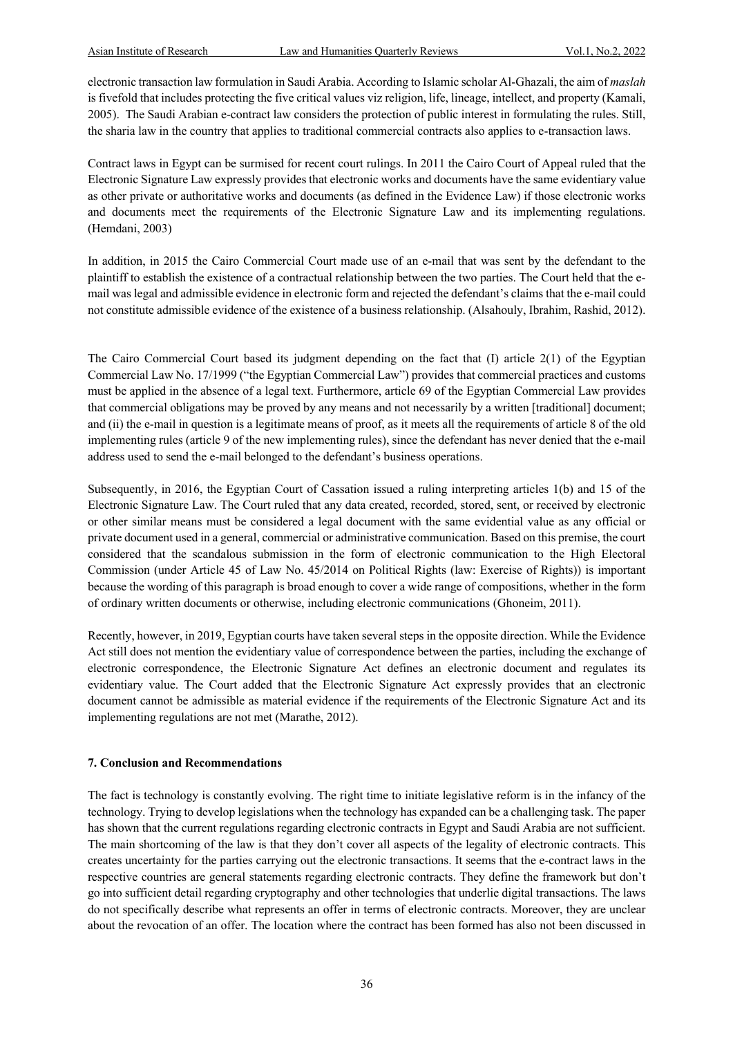electronic transaction law formulation in Saudi Arabia. According to Islamic scholar Al-Ghazali, the aim of *maslah* is fivefold that includes protecting the five critical values viz religion, life, lineage, intellect, and property (Kamali, 2005). The Saudi Arabian e-contract law considers the protection of public interest in formulating the rules. Still, the sharia law in the country that applies to traditional commercial contracts also applies to e-transaction laws.

Contract laws in Egypt can be surmised for recent court rulings. In 2011 the Cairo Court of Appeal ruled that the Electronic Signature Law expressly provides that electronic works and documents have the same evidentiary value as other private or authoritative works and documents (as defined in the Evidence Law) if those electronic works and documents meet the requirements of the Electronic Signature Law and its implementing regulations. (Hemdani, 2003)

In addition, in 2015 the Cairo Commercial Court made use of an e-mail that was sent by the defendant to the plaintiff to establish the existence of a contractual relationship between the two parties. The Court held that the e-mail was legal and admissible evidence in electronic form and rejected the defendant's claims that the e-mail could not constitute admissible evidence of the existence of a business relationship. (Alsahouly, Ibrahim, Rashid, 2012).

The Cairo Commercial Court based its judgment depending on the fact that (I) article 2(1) of the Egyptian Commercial Law No. 17/1999 ("the Egyptian Commercial Law") provides that commercial practices and customs must be applied in the absence of a legal text. Furthermore, article 69 of the Egyptian Commercial Law provides that commercial obligations may be proved by any means and not necessarily by a written [traditional] document; and (ii) the e-mail in question is a legitimate means of proof, as it meets all the requirements of article 8 of the old implementing rules (article 9 of the new implementing rules), since the defendant has never denied that the e-mail address used to send the e-mail belonged to the defendant's business operations.

Subsequently, in 2016, the Egyptian Court of Cassation issued a ruling interpreting articles 1(b) and 15 of the Electronic Signature Law. The Court ruled that any data created, recorded, stored, sent, or received by electronic or other similar means must be considered a legal document with the same evidential value as any official or private document used in a general, commercial or administrative communication. Based on this premise, the court considered that the scandalous submission in the form of electronic communication to the High Electoral Commission (under Article 45 of Law No. 45/2014 on Political Rights (law: Exercise of Rights)) is important because the wording of this paragraph is broad enough to cover a wide range of compositions, whether in the form of ordinary written documents or otherwise, including electronic communications (Ghoneim, 2011).

Recently, however, in 2019, Egyptian courts have taken several steps in the opposite direction. While the Evidence Act still does not mention the evidentiary value of correspondence between the parties, including the exchange of electronic correspondence, the Electronic Signature Act defines an electronic document and regulates its evidentiary value. The Court added that the Electronic Signature Act expressly provides that an electronic document cannot be admissible as material evidence if the requirements of the Electronic Signature Act and its implementing regulations are not met (Marathe, 2012).

## 7. Conclusion and Recommendations

The fact is technology is constantly evolving. The right time to initiate legislative reform is in the infancy of the technology. Trying to develop legislations when the technology has expanded can be a challenging task. The paper has shown that the current regulations regarding electronic contracts in Egypt and Saudi Arabia are not sufficient. The main shortcoming of the law is that they don't cover all aspects of the legality of electronic contracts. This creates uncertainty for the parties carrying out the electronic transactions. It seems that the e-contract laws in the respective countries are general statements regarding electronic contracts. They define the framework but don't go into sufficient detail regarding cryptography and other technologies that underlie digital transactions. The laws do not specifically describe what represents an offer in terms of electronic contracts. Moreover, they are unclear about the revocation of an offer. The location where the contract has been formed has also not been discussed in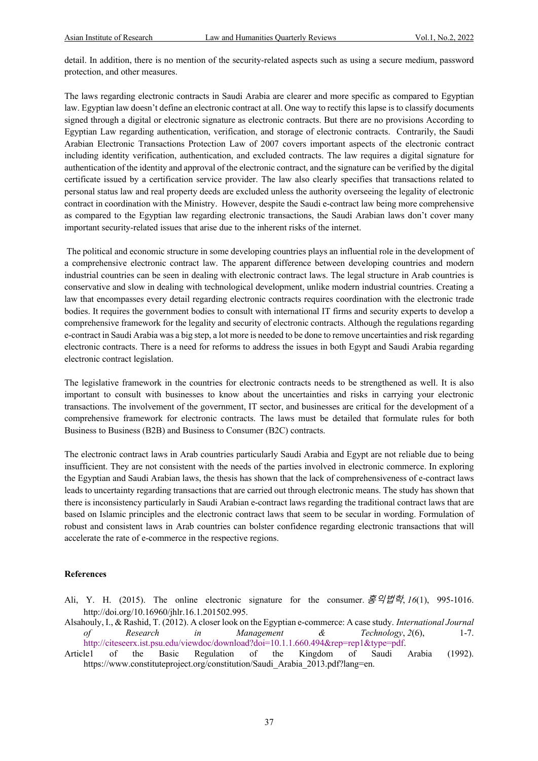detail. In addition, there is no mention of the security-related aspects such as using a secure medium, password protection, and other measures.

The laws regarding electronic contracts in Saudi Arabia are clearer and more specific as compared to Egyptian law. Egyptian law doesn't define an electronic contract at all. One way to rectify this lapse is to classify documents signed through a digital or electronic signature as electronic contracts. But there are no provisions According to Egyptian Law regarding authentication, verification, and storage of electronic contracts. Contrarily, the Saudi Arabian Electronic Transactions Protection Law of 2007 covers important aspects of the electronic contract including identity verification, authentication, and excluded contracts. The law requires a digital signature for authentication of the identity and approval of the electronic contract, and the signature can be verified by the digital certificate issued by a certification service provider. The law also clearly specifies that transactions related to personal status law and real property deeds are excluded unless the authority overseeing the legality of electronic contract in coordination with the Ministry. However, despite the Saudi e-contract law being more comprehensive as compared to the Egyptian law regarding electronic transactions, the Saudi Arabian laws don't cover many important security-related issues that arise due to the inherent risks of the internet.

The political and economic structure in some developing countries plays an influential role in the development of a comprehensive electronic contract law. The apparent difference between developing countries and modern industrial countries can be seen in dealing with electronic contract laws. The legal structure in Arab countries is conservative and slow in dealing with technological development, unlike modern industrial countries. Creating a law that encompasses every detail regarding electronic contracts requires coordination with the electronic trade bodies. It requires the government bodies to consult with international IT firms and security experts to develop a comprehensive framework for the legality and security of electronic contracts. Although the regulations regarding e-contract in Saudi Arabia was a big step, a lot more is needed to be done to remove uncertainties and risk regarding electronic contracts. There is a need for reforms to address the issues in both Egypt and Saudi Arabia regarding electronic contract legislation.

The legislative framework in the countries for electronic contracts needs to be strengthened as well. It is also important to consult with businesses to know about the uncertainties and risks in carrying your electronic transactions. The involvement of the government, IT sector, and businesses are critical for the development of a comprehensive framework for electronic contracts. The laws must be detailed that formulate rules for both Business to Business (B2B) and Business to Consumer (B2C) contracts.

The electronic contract laws in Arab countries particularly Saudi Arabia and Egypt are not reliable due to being insufficient. They are not consistent with the needs of the parties involved in electronic commerce. In exploring the Egyptian and Saudi Arabian laws, the thesis has shown that the lack of comprehensiveness of e-contract laws leads to uncertainty regarding transactions that are carried out through electronic means. The study has shown that there is inconsistency particularly in Saudi Arabian e-contract laws regarding the traditional contract laws that are based on Islamic principles and the electronic contract laws that seem to be secular in wording. Formulation of robust and consistent laws in Arab countries can bolster confidence regarding electronic transactions that will accelerate the rate of e-commerce in the respective regions.

## References

Ali, Y. H. (2015). The online electronic signature for the consumer. *홍익법학*, *16*(1), 995-1016. http://doi.org/10.16960/jhlr.16.1.201502.995.

Alsahouly, I., & Rashid, T. (2012). A closer look on the Egyptian e-commerce: A case study. *International Journal of Research in Management & Technology*, *2*(6), 1-7. http://citeseerx.ist.psu.edu/viewdoc/download?doi=10.1.1.660.494&rep=rep1&type=pdf.

Article1 of the Basic Regulation of the Kingdom of Saudi Arabia (1992). https://www.constituteproject.org/constitution/Saudi_Arabia_2013.pdf?lang=en.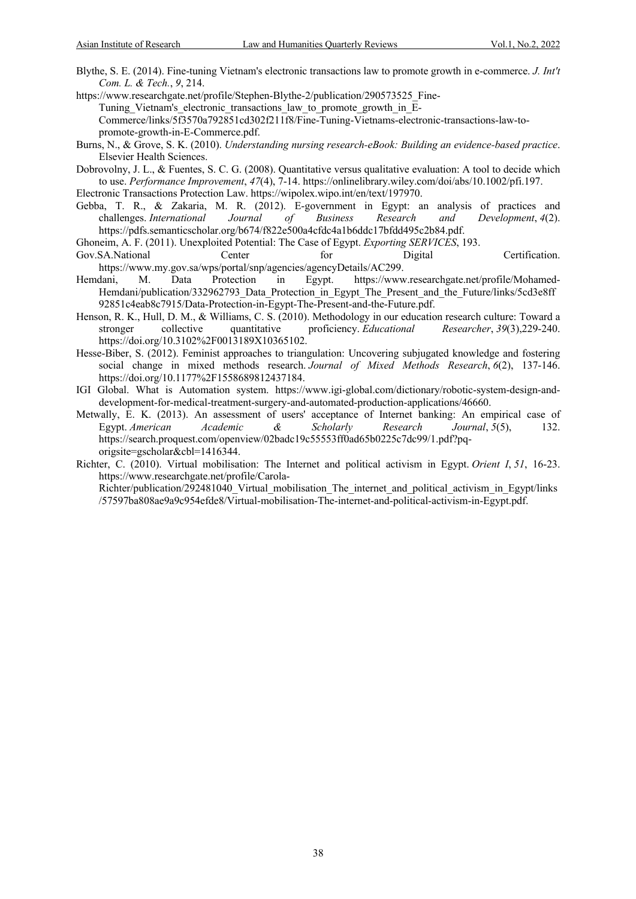Blythe, S. E. (2014). Fine-tuning Vietnam's electronic transactions law to promote growth in e-commerce. *J. Int't Com. L. & Tech.*, *9*, 214.

https://www.researchgate.net/profile/Stephen-Blythe-2/publication/290573525_Fine-Tuning_Vietnam's_electronic_transactions_law_to_promote_growth_in_E-Commerce/links/5f3570a792851cd302f211f8/Fine-Tuning-Vietnams-electronic-transactions-law-to-promote-growth-in-E-Commerce.pdf.

Burns, N., & Grove, S. K. (2010). *Understanding nursing research-eBook: Building an evidence-based practice*. Elsevier Health Sciences.

Dobrovolny, J. L., & Fuentes, S. C. G. (2008). Quantitative versus qualitative evaluation: A tool to decide which to use. *Performance Improvement*, *47*(4), 7-14. https://onlinelibrary.wiley.com/doi/abs/10.1002/pfi.197.

Electronic Transactions Protection Law. https://wipolex.wipo.int/en/text/197970.

Gebba, T. R., & Zakaria, M. R. (2012). E-government in Egypt: an analysis of practices and challenges. *International Journal of Business Research and Development*, *4*(2). https://pdfs.semanticscholar.org/b674/f822e500a4cfdc4a1b6ddc17bfdd495c2b84.pdf.

Ghoneim, A. F. (2011). Unexploited Potential: The Case of Egypt. *Exporting SERVICES*, 193.

Gov.SA.National Center for Digital Certification. https://www.my.gov.sa/wps/portal/snp/agencies/agencyDetails/AC299.

Hemdani, M. Data Protection in Egypt. https://www.researchgate.net/profile/Mohamed-Hemdani/publication/332962793_Data_Protection_in_Egypt_The_Present_and_the_Future/links/5cd3e8ff92851c4eab8c7915/Data-Protection-in-Egypt-The-Present-and-the-Future.pdf.

Henson, R. K., Hull, D. M., & Williams, C. S. (2010). Methodology in our education research culture: Toward a stronger collective quantitative proficiency. *Educational Researcher*, *39*(3),229-240. https://doi.org/10.3102%2F0013189X10365102.

Hesse-Biber, S. (2012). Feminist approaches to triangulation: Uncovering subjugated knowledge and fostering social change in mixed methods research. *Journal of Mixed Methods Research*, *6*(2), 137-146. https://doi.org/10.1177%2F1558689812437184.

IGI Global. What is Automation system. https://www.igi-global.com/dictionary/robotic-system-design-and-development-for-medical-treatment-surgery-and-automated-production-applications/46660.

Metwally, E. K. (2013). An assessment of users' acceptance of Internet banking: An empirical case of Egypt. *American Academic & Scholarly Research Journal*, *5*(5), 132. https://search.proquest.com/openview/02badc19c55553ff0ad65b0225c7dc99/1.pdf?pq-origsite=gscholar&cbl=1416344.

Richter, C. (2010). Virtual mobilisation: The Internet and political activism in Egypt. *Orient I*, *51*, 16-23. https://www.researchgate.net/profile/Carola-Richter/publication/292481040_Virtual_mobilisation_The_internet_and_political_activism_in_Egypt/links/57597ba808ae9a9c954efde8/Virtual-mobilisation-The-internet-and-political-activism-in-Egypt.pdf.